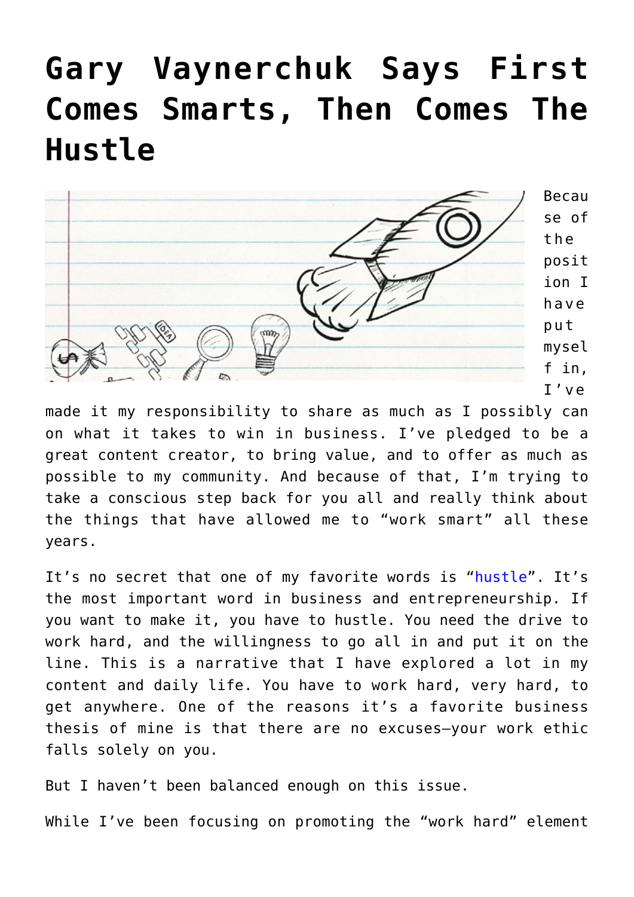# Gary Vaynerchuk Says First Comes Smarts, Then Comes The Hustle

Because of the position I have put myself in, I've made it my responsibility to share as much as I possibly can on what it takes to win in business. I've pledged to be a great content creator, to bring value, and to offer as much as possible to my community. And because of that, I'm trying to take a conscious step back for you all and really think about the things that have allowed me to "work smart" all these years.

It's no secret that one of my favorite words is "hustle". It's the most important word in business and entrepreneurship. If you want to make it, you have to hustle. You need the drive to work hard, and the willingness to go all in and put it on the line. This is a narrative that I have explored a lot in my content and daily life. You have to work hard, very hard, to get anywhere. One of the reasons it's a favorite business thesis of mine is that there are no excuses—your work ethic falls solely on you.

But I haven't been balanced enough on this issue.

While I've been focusing on promoting the "work hard" element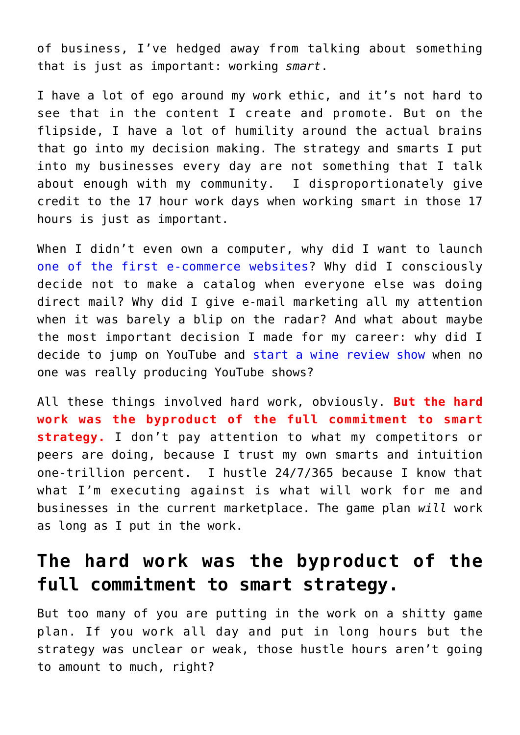of business, I've hedged away from talking about something that is just as important: working *smart*.

I have a lot of ego around my work ethic, and it's not hard to see that in the content I create and promote. But on the flipside, I have a lot of humility around the actual brains that go into my decision making. The strategy and smarts I put into my businesses every day are not something that I talk about enough with my community.  I disproportionately give credit to the 17 hour work days when working smart in those 17 hours is just as important.

When I didn't even own a computer, why did I want to launch one of the first e-commerce websites? Why did I consciously decide not to make a catalog when everyone else was doing direct mail? Why did I give e-mail marketing all my attention when it was barely a blip on the radar? And what about maybe the most important decision I made for my career: why did I decide to jump on YouTube and start a wine review show when no one was really producing YouTube shows?

All these things involved hard work, obviously. **But the hard work was the byproduct of the full commitment to smart strategy.** I don't pay attention to what my competitors or peers are doing, because I trust my own smarts and intuition one-trillion percent.  I hustle 24/7/365 because I know that what I'm executing against is what will work for me and businesses in the current marketplace. The game plan *will* work as long as I put in the work.

## The hard work was the byproduct of the full commitment to smart strategy.

But too many of you are putting in the work on a shitty game plan. If you work all day and put in long hours but the strategy was unclear or weak, those hustle hours aren't going to amount to much, right?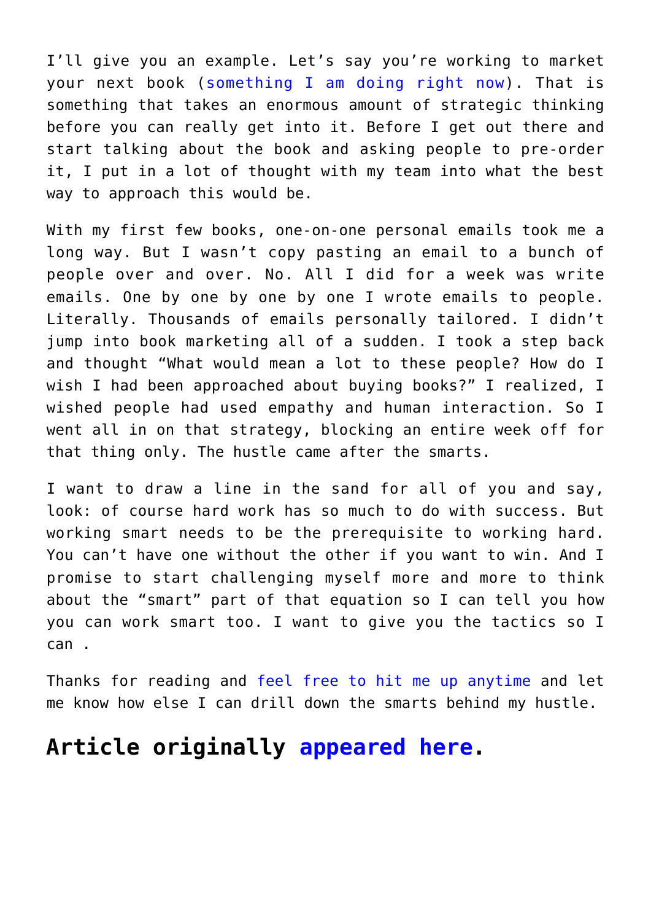I'll give you an example. Let's say you're working to market your next book (something I am doing right now). That is something that takes an enormous amount of strategic thinking before you can really get into it. Before I get out there and start talking about the book and asking people to pre-order it, I put in a lot of thought with my team into what the best way to approach this would be.

With my first few books, one-on-one personal emails took me a long way. But I wasn't copy pasting an email to a bunch of people over and over. No. All I did for a week was write emails. One by one by one by one I wrote emails to people. Literally. Thousands of emails personally tailored. I didn't jump into book marketing all of a sudden. I took a step back and thought "What would mean a lot to these people? How do I wish I had been approached about buying books?" I realized, I wished people had used empathy and human interaction. So I went all in on that strategy, blocking an entire week off for that thing only. The hustle came after the smarts.

I want to draw a line in the sand for all of you and say, look: of course hard work has so much to do with success. But working smart needs to be the prerequisite to working hard. You can't have one without the other if you want to win. And I promise to start challenging myself more and more to think about the "smart" part of that equation so I can tell you how you can work smart too. I want to give you the tactics so I can .

Thanks for reading and feel free to hit me up anytime and let me know how else I can drill down the smarts behind my hustle.

## Article originally appeared here.